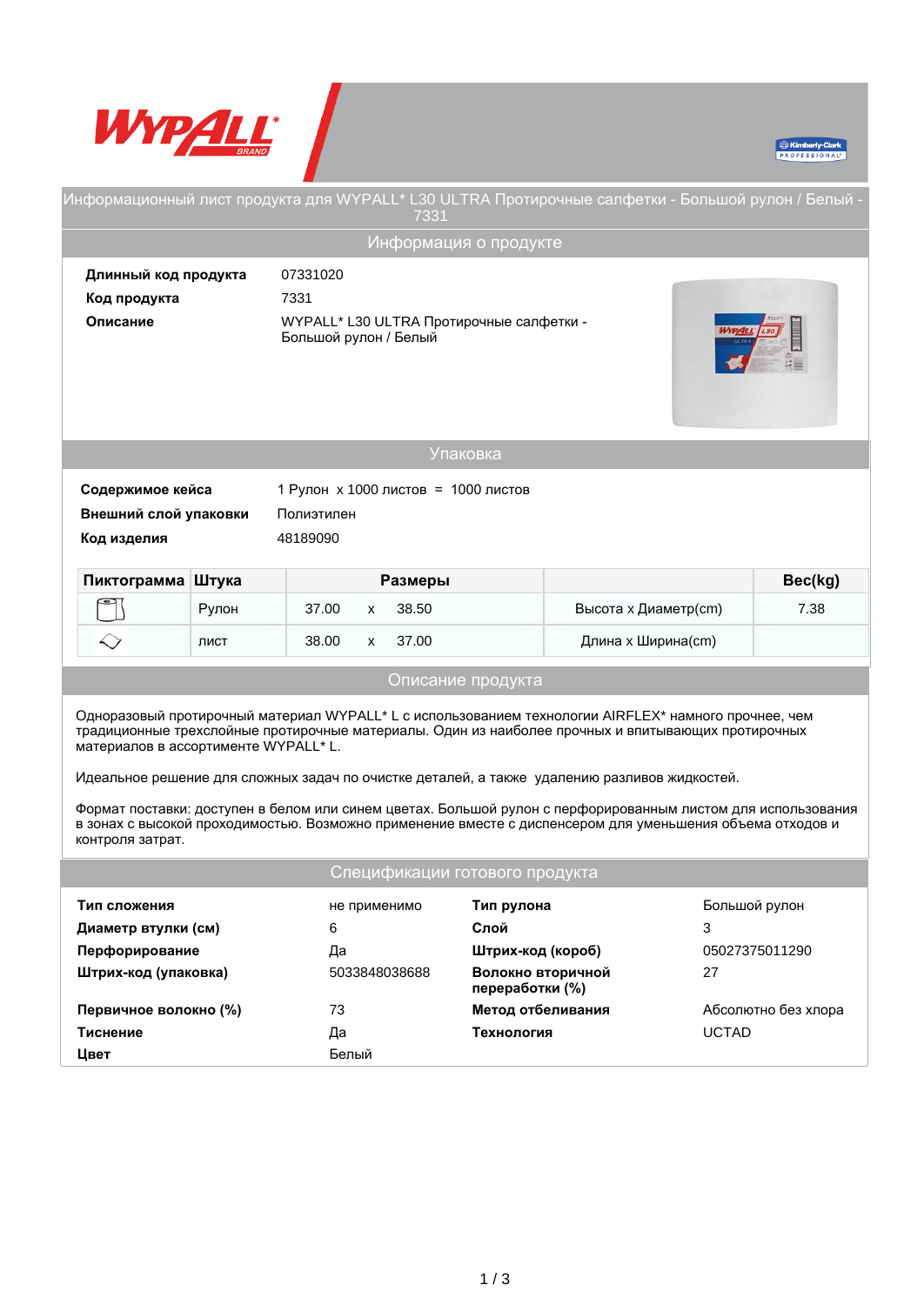# Информационный лист продукта для WYPALL* L30 ULTRA Протирочные салфетки - Большой рулон / Белый - 7331

## Информация о продукте

| | |
|---|---|
| **Длинный код продукта** | 07331020 |
| **Код продукта** | 7331 |
| **Описание** | WYPALL* L30 ULTRA Протирочные салфетки - Большой рулон / Белый |

## Упаковка

| | |
|---|---|
| **Содержимое кейса** | 1 Рулон x 1000 листов = 1000 листов |
| **Внешний слой упаковки** | Полиэтилен |
| **Код изделия** | 48189090 |

| Пиктограмма | Штука | Размеры | | | | Вес(kg) |
|---|---|---|---|---|---|---|
| | Рулон | 37.00 | x | 38.50 | Высота x Диаметр(cm) | 7.38 |
| | лист | 38.00 | x | 37.00 | Длина x Ширина(cm) | |

## Описание продукта

Одноразовый протирочный материал WYPALL* L с использованием технологии AIRFLEX* намного прочнее, чем традиционные трехслойные протирочные материалы. Один из наиболее прочных и впитывающих протирочных материалов в ассортименте WYPALL* L.

Идеальное решение для сложных задач по очистке деталей, а также удалению разливов жидкостей.

Формат поставки: доступен в белом или синем цветах. Большой рулон с перфорированным листом для использования в зонах с высокой проходимостью. Возможно применение вместе с диспенсером для уменьшения объема отходов и контроля затрат.

## Спецификации готового продукта

| | | | |
|---|---|---|---|
| **Тип сложения** | не применимо | **Тип рулона** | Большой рулон |
| **Диаметр втулки (см)** | 6 | **Слой** | 3 |
| **Перфорирование** | Да | **Штрих-код (короб)** | 05027375011290 |
| **Штрих-код (упаковка)** | 5033848038688 | **Волокно вторичной переработки (%)** | 27 |
| **Первичное волокно (%)** | 73 | **Метод отбеливания** | Абсолютно без хлора |
| **Тиснение** | Да | **Технология** | UCTAD |
| **Цвет** | Белый | | |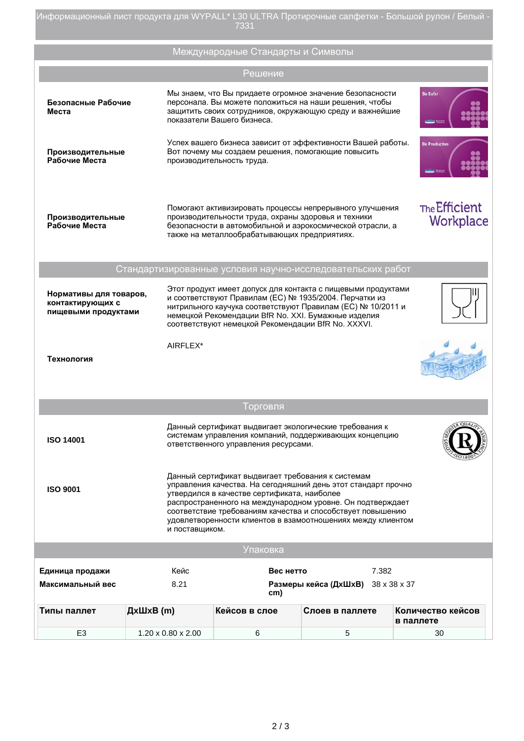# Информационный лист продукта для WYPALL* L30 ULTRA Протирочные салфетки - Большой рулон / Белый - 7331

## Международные Стандарты и Символы

### Решение

**Безопасные Рабочие Места**

Мы знаем, что Вы придаете огромное значение безопасности персонала. Вы можете положиться на наши решения, чтобы защитить своих сотрудников, окружающую среду и важнейшие показатели Вашего бизнеса.

**Производительные Рабочие Места**

Успех вашего бизнеса зависит от эффективности Вашей работы. Вот почему мы создаем решения, помогающие повысить производительность труда.

**Производительные Рабочие Места**

Помогают активизировать процессы непрерывного улучшения производительности труда, охраны здоровья и техники безопасности в автомобильной и аэрокосмической отрасли, а также на металлообрабатывающих предприятиях.

### Стандартизированные условия научно-исследовательских работ

**Нормативы для товаров, контактирующих с пищевыми продуктами**

Этот продукт имеет допуск для контакта с пищевыми продуктами и соответствуют Правилам (ЕС) № 1935/2004. Перчатки из нитрильного каучука соответствуют Правилам (ЕС) № 10/2011 и немецкой Рекомендации BfR No. XXI. Бумажные изделия соответствуют немецкой Рекомендации BfR No. XXXVI.

**Технология**

AIRFLEX*

### Торговля

**ISO 14001**

Данный сертификат выдвигает экологические требования к системам управления компаний, поддерживающих концепцию ответственного управления ресурсами.

**ISO 9001**

Данный сертификат выдвигает требования к системам управления качества. На сегодняшний день этот стандарт прочно утвердился в качестве сертификата, наиболее распространенного на международном уровне. Он подтверждает соответствие требованиям качества и способствует повышению удовлетворенности клиентов в взаимоотношениях между клиентом и поставщиком.

## Упаковка

| | | | |
|---|---|---|---|
| **Единица продажи** | Кейс | **Вес нетто** | 7.382 |
| **Максимальный вес** | 8.21 | **Размеры кейса (ДхШхВ) cm)** | 38 x 38 x 37 |

| Типы паллет | ДхШхВ (m) | Кейсов в слое | Слоев в паллете | Количество кейсов в паллете |
|---|---|---|---|---|
| E3 | 1.20 x 0.80 x 2.00 | 6 | 5 | 30 |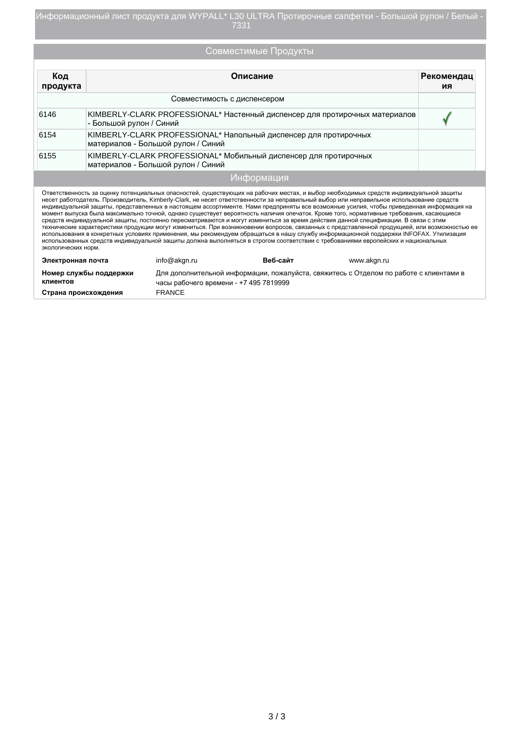## Совместимые Продукты

| Код продукта | Описание | Рекомендация |
|---|---|---|
| | Совместимость с диспенсером | |
| 6146 | KIMBERLY-CLARK PROFESSIONAL* Настенный диспенсер для протирочных материалов - Большой рулон / Синий | ✓ |
| 6154 | KIMBERLY-CLARK PROFESSIONAL* Напольный диспенсер для протирочных материалов - Большой рулон / Синий | |
| 6155 | KIMBERLY-CLARK PROFESSIONAL* Мобильный диспенсер для протирочных материалов - Большой рулон / Синий | |

## Информация

Ответственность за оценку потенциальных опасностей, существующих на рабочих местах, и выбор необходимых средств индивидуальной защиты несет работодатель. Производитель, Kimberly-Clark, не несет ответственности за неправильный выбор или неправильное использование средств индивидуальной защиты, представленных в настоящем ассортименте. Нами предприняты все возможные усилия, чтобы приведенная информация на момент выпуска была максимально точной, однако существует вероятность наличия опечаток. Кроме того, нормативные требования, касающиеся средств индивидуальной защиты, постоянно пересматриваются и могут измениться за время действия данной спецификации. В связи с этим технические характеристики продукции могут измениться. При возникновении вопросов, связанных с представленной продукцией, или возможностью ее использования в конкретных условиях применения, мы рекомендуем обращаться в нашу службу информационной поддержки INFOFAX. Утилизация использованных средств индивидуальной защиты должна выполняться в строгом соответствии с требованиями европейских и национальных экологических норм.

| | | | |
|---|---|---|---|
| **Электронная почта** | info@akgn.ru | **Веб-сайт** | www.akgn.ru |
| **Номер службы поддержки клиентов** | Для дополнительной информации, пожалуйста, свяжитесь с Отделом по работе с клиентами в часы рабочего времени - +7 495 7819999 | | |
| **Страна происхождения** | FRANCE | | |